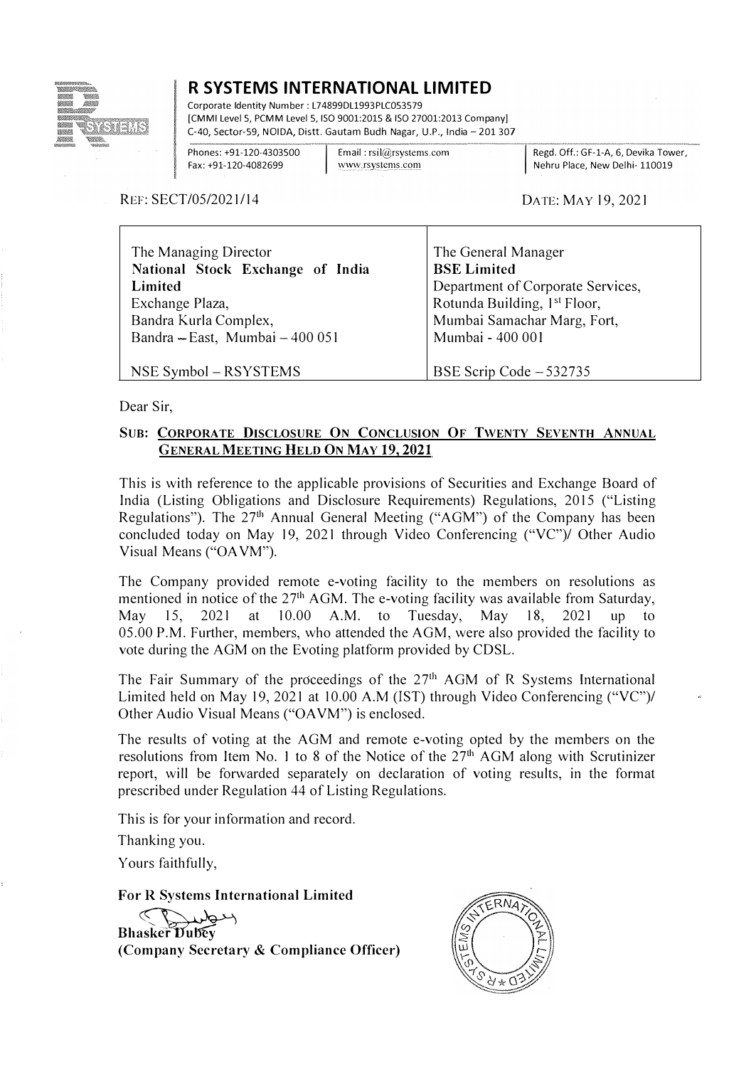# R SYSTEMS INTERNATIONAL LIMITED

Corporate Identity Number : L74899DL1993PLC053579
[CMMI Level 5, PCMM Level 5, ISO 9001:2015 & ISO 27001:2013 Company]
C-40, Sector-59, NOIDA, Distt. Gautam Budh Nagar, U.P., India – 201 307

Phones: +91-120-4303500
Fax: +91-120-4082699

Email : rsil@rsystems.com
www.rsystems.com

Regd. Off.: GF-1-A, 6, Devika Tower, Nehru Place, New Delhi- 110019

REF: SECT/05/2021/14

DATE: MAY 19, 2021

| | |
|---|---|
| The Managing Director<br>**National Stock Exchange of India Limited**<br>Exchange Plaza,<br>Bandra Kurla Complex,<br>Bandra – East, Mumbai – 400 051 | The General Manager<br>**BSE Limited**<br>Department of Corporate Services,<br>Rotunda Building, 1st Floor,<br>Mumbai Samachar Marg, Fort,<br>Mumbai - 400 001 |
| NSE Symbol – RSYSTEMS | BSE Scrip Code – 532735 |

Dear Sir,

**SUB: CORPORATE DISCLOSURE ON CONCLUSION OF TWENTY SEVENTH ANNUAL GENERAL MEETING HELD ON MAY 19, 2021**

This is with reference to the applicable provisions of Securities and Exchange Board of India (Listing Obligations and Disclosure Requirements) Regulations, 2015 ("Listing Regulations"). The 27th Annual General Meeting ("AGM") of the Company has been concluded today on May 19, 2021 through Video Conferencing ("VC")/ Other Audio Visual Means ("OAVM").

The Company provided remote e-voting facility to the members on resolutions as mentioned in notice of the 27th AGM. The e-voting facility was available from Saturday, May 15, 2021 at 10.00 A.M. to Tuesday, May 18, 2021 up to 05.00 P.M. Further, members, who attended the AGM, were also provided the facility to vote during the AGM on the Evoting platform provided by CDSL.

The Fair Summary of the proceedings of the 27th AGM of R Systems International Limited held on May 19, 2021 at 10.00 A.M (IST) through Video Conferencing ("VC")/ Other Audio Visual Means ("OAVM") is enclosed.

The results of voting at the AGM and remote e-voting opted by the members on the resolutions from Item No. 1 to 8 of the Notice of the 27th AGM along with Scrutinizer report, will be forwarded separately on declaration of voting results, in the format prescribed under Regulation 44 of Listing Regulations.

This is for your information and record.

Thanking you.

Yours faithfully,

**For R Systems International Limited**

**Bhasker Dubey**
**(Company Secretary & Compliance Officer)**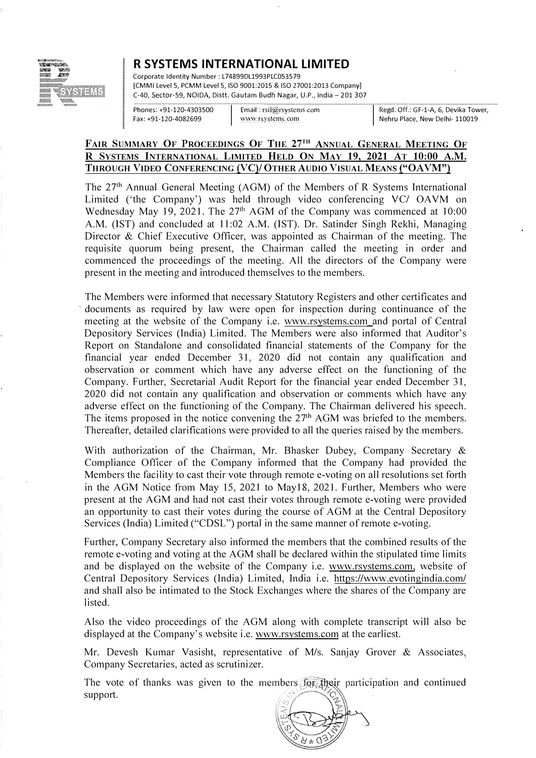# R SYSTEMS INTERNATIONAL LIMITED

Corporate Identity Number : L74899DL1993PLC053579
[CMMI Level 5, PCMM Level 5, ISO 9001:2015 & ISO 27001:2013 Company]
C-40, Sector-59, NOIDA, Distt. Gautam Budh Nagar, U.P., India – 201 307

Phones: +91-120-4303500
Fax: +91-120-4082699

Email : rsil@rsystems.com
www.rsystems.com

Regd. Off.: GF-1-A, 6, Devika Tower, Nehru Place, New Delhi- 110019

## FAIR SUMMARY OF PROCEEDINGS OF THE 27TH ANNUAL GENERAL MEETING OF R SYSTEMS INTERNATIONAL LIMITED HELD ON MAY 19, 2021 AT 10:00 A.M. THROUGH VIDEO CONFERENCING (VC)/ OTHER AUDIO VISUAL MEANS ("OAVM")

The 27th Annual General Meeting (AGM) of the Members of R Systems International Limited ('the Company') was held through video conferencing VC/ OAVM on Wednesday May 19, 2021. The 27th AGM of the Company was commenced at 10:00 A.M. (IST) and concluded at 11:02 A.M. (IST). Dr. Satinder Singh Rekhi, Managing Director & Chief Executive Officer, was appointed as Chairman of the meeting. The requisite quorum being present, the Chairman called the meeting in order and commenced the proceedings of the meeting. All the directors of the Company were present in the meeting and introduced themselves to the members.

The Members were informed that necessary Statutory Registers and other certificates and documents as required by law were open for inspection during continuance of the meeting at the website of the Company i.e. www.rsystems.com and portal of Central Depository Services (India) Limited. The Members were also informed that Auditor's Report on Standalone and consolidated financial statements of the Company for the financial year ended December 31, 2020 did not contain any qualification and observation or comment which have any adverse effect on the functioning of the Company. Further, Secretarial Audit Report for the financial year ended December 31, 2020 did not contain any qualification and observation or comments which have any adverse effect on the functioning of the Company. The Chairman delivered his speech. The items proposed in the notice convening the 27th AGM was briefed to the members. Thereafter, detailed clarifications were provided to all the queries raised by the members.

With authorization of the Chairman, Mr. Bhasker Dubey, Company Secretary & Compliance Officer of the Company informed that the Company had provided the Members the facility to cast their vote through remote e-voting on all resolutions set forth in the AGM Notice from May 15, 2021 to May18, 2021. Further, Members who were present at the AGM and had not cast their votes through remote e-voting were provided an opportunity to cast their votes during the course of AGM at the Central Depository Services (India) Limited ("CDSL") portal in the same manner of remote e-voting.

Further, Company Secretary also informed the members that the combined results of the remote e-voting and voting at the AGM shall be declared within the stipulated time limits and be displayed on the website of the Company i.e. www.rsystems.com, website of Central Depository Services (India) Limited, India i.e. https://www.evotingindia.com/ and shall also be intimated to the Stock Exchanges where the shares of the Company are listed.

Also the video proceedings of the AGM along with complete transcript will also be displayed at the Company's website i.e. www.rsystems.com at the earliest.

Mr. Devesh Kumar Vasisht, representative of M/s. Sanjay Grover & Associates, Company Secretaries, acted as scrutinizer.

The vote of thanks was given to the members for their participation and continued support.